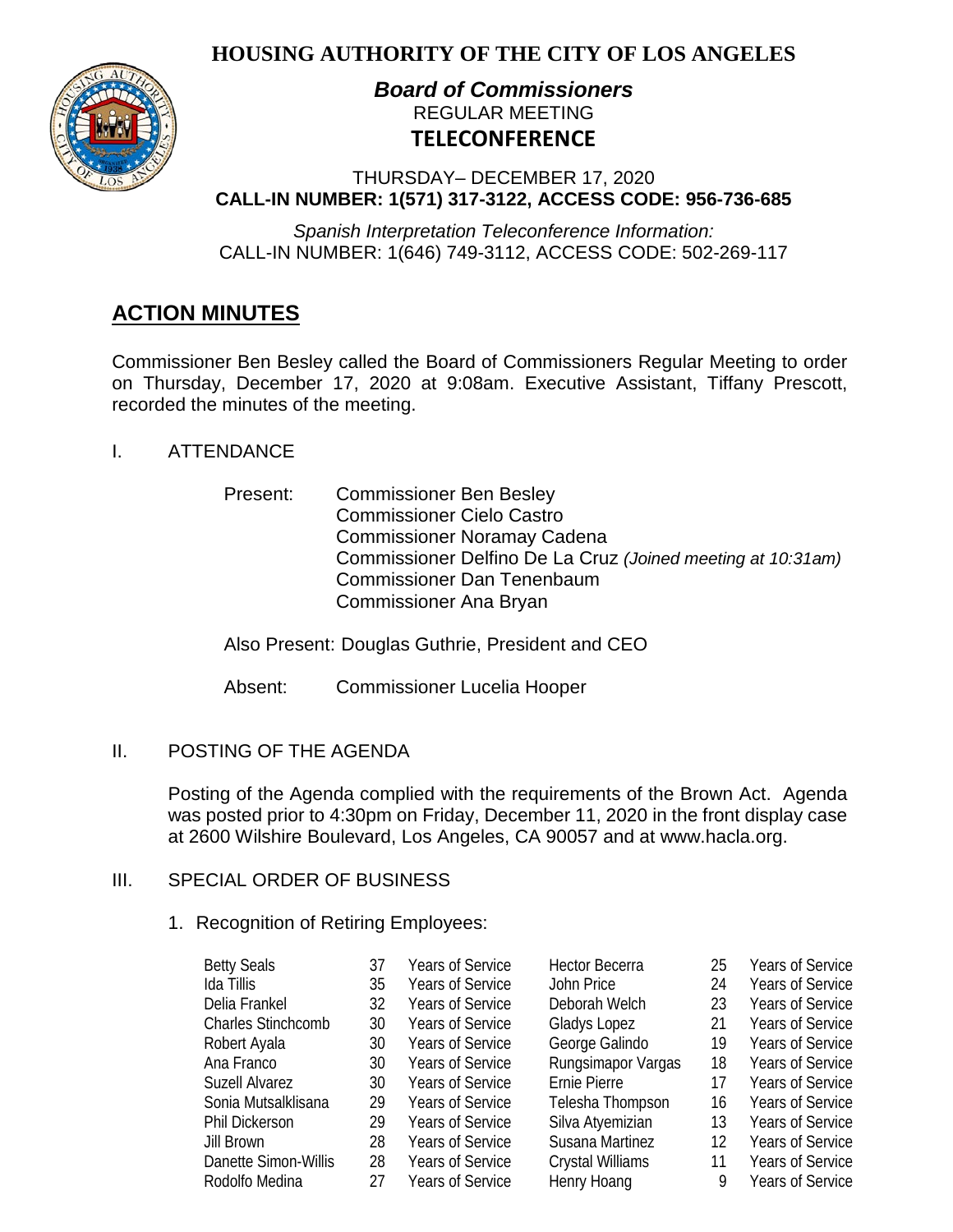# HOUSING AUTHORITY OF THE CITY OF LOS ANGELES

## *Board of Commissioners*

REGULAR MEETING

**TELECONFERENCE**

THURSDAY– DECEMBER 17, 2020

**CALL-IN NUMBER: 1(571) 317-3122, ACCESS CODE: 956-736-685**

*Spanish Interpretation Teleconference Information:*
CALL-IN NUMBER: 1(646) 749-3112, ACCESS CODE: 502-269-117

## ACTION MINUTES

Commissioner Ben Besley called the Board of Commissioners Regular Meeting to order on Thursday, December 17, 2020 at 9:08am. Executive Assistant, Tiffany Prescott, recorded the minutes of the meeting.

I. ATTENDANCE

Present: Commissioner Ben Besley
Commissioner Cielo Castro
Commissioner Noramay Cadena
Commissioner Delfino De La Cruz *(Joined meeting at 10:31am)*
Commissioner Dan Tenenbaum
Commissioner Ana Bryan

Also Present: Douglas Guthrie, President and CEO

Absent: Commissioner Lucelia Hooper

II. POSTING OF THE AGENDA

Posting of the Agenda complied with the requirements of the Brown Act. Agenda was posted prior to 4:30pm on Friday, December 11, 2020 in the front display case at 2600 Wilshire Boulevard, Los Angeles, CA 90057 and at www.hacla.org.

III. SPECIAL ORDER OF BUSINESS

1. Recognition of Retiring Employees:

| | | | | | |
|---|---|---|---|---|---|
| Betty Seals | 37 | Years of Service | Hector Becerra | 25 | Years of Service |
| Ida Tillis | 35 | Years of Service | John Price | 24 | Years of Service |
| Delia Frankel | 32 | Years of Service | Deborah Welch | 23 | Years of Service |
| Charles Stinchcomb | 30 | Years of Service | Gladys Lopez | 21 | Years of Service |
| Robert Ayala | 30 | Years of Service | George Galindo | 19 | Years of Service |
| Ana Franco | 30 | Years of Service | Rungsimapor Vargas | 18 | Years of Service |
| Suzell Alvarez | 30 | Years of Service | Ernie Pierre | 17 | Years of Service |
| Sonia Mutsalklisana | 29 | Years of Service | Telesha Thompson | 16 | Years of Service |
| Phil Dickerson | 29 | Years of Service | Silva Atyemizian | 13 | Years of Service |
| Jill Brown | 28 | Years of Service | Susana Martinez | 12 | Years of Service |
| Danette Simon-Willis | 28 | Years of Service | Crystal Williams | 11 | Years of Service |
| Rodolfo Medina | 27 | Years of Service | Henry Hoang | 9 | Years of Service |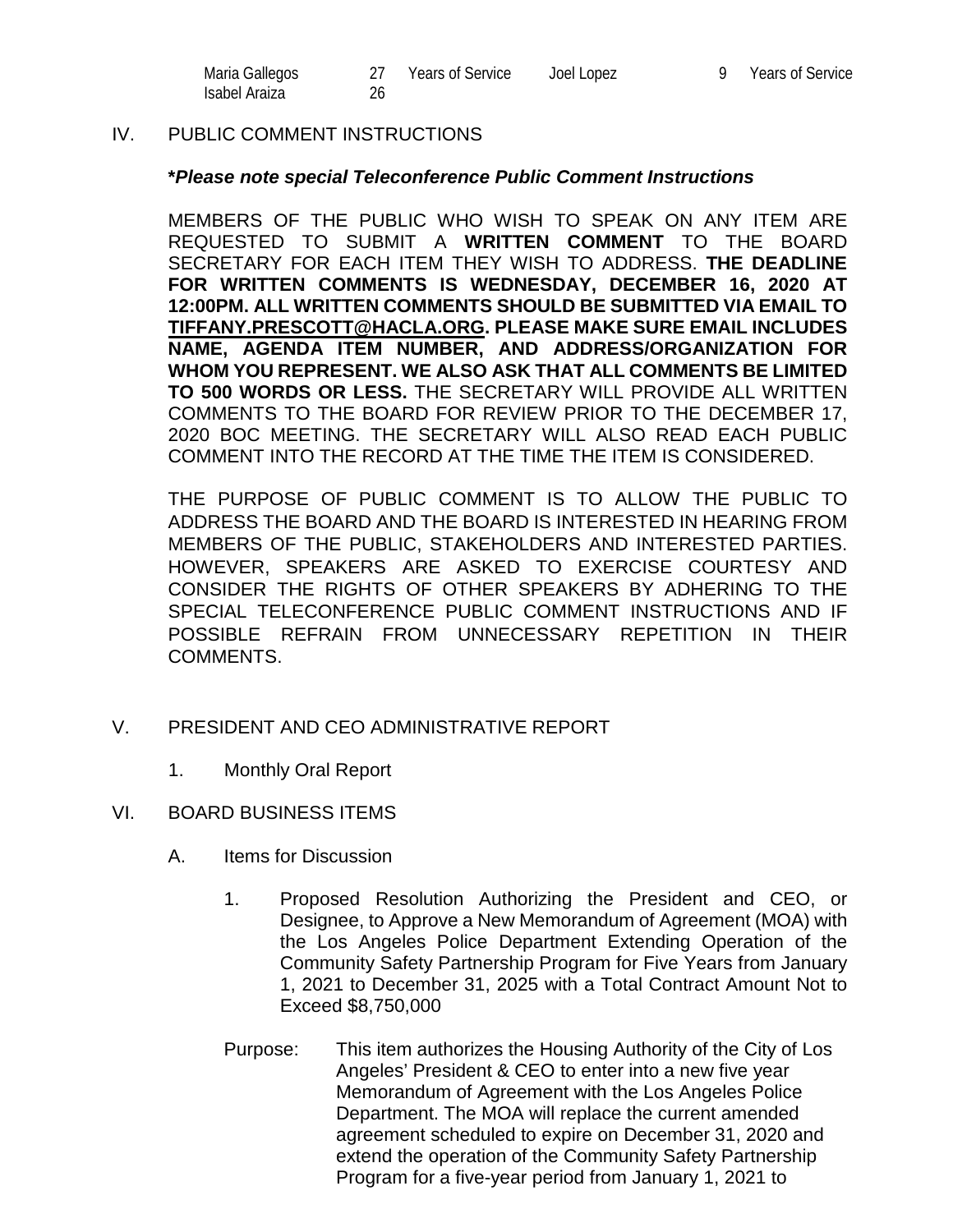| Maria Gallegos | 27 | Years of Service | Joel Lopez | 9 | Years of Service |
|---|---|---|---|---|---|
| Isabel Araiza | 26 | | | | |

## IV. PUBLIC COMMENT INSTRUCTIONS

***Please note special Teleconference Public Comment Instructions***

MEMBERS OF THE PUBLIC WHO WISH TO SPEAK ON ANY ITEM ARE REQUESTED TO SUBMIT A **WRITTEN COMMENT** TO THE BOARD SECRETARY FOR EACH ITEM THEY WISH TO ADDRESS. **THE DEADLINE FOR WRITTEN COMMENTS IS WEDNESDAY, DECEMBER 16, 2020 AT 12:00PM. ALL WRITTEN COMMENTS SHOULD BE SUBMITTED VIA EMAIL TO TIFFANY.PRESCOTT@HACLA.ORG. PLEASE MAKE SURE EMAIL INCLUDES NAME, AGENDA ITEM NUMBER, AND ADDRESS/ORGANIZATION FOR WHOM YOU REPRESENT. WE ALSO ASK THAT ALL COMMENTS BE LIMITED TO 500 WORDS OR LESS.** THE SECRETARY WILL PROVIDE ALL WRITTEN COMMENTS TO THE BOARD FOR REVIEW PRIOR TO THE DECEMBER 17, 2020 BOC MEETING. THE SECRETARY WILL ALSO READ EACH PUBLIC COMMENT INTO THE RECORD AT THE TIME THE ITEM IS CONSIDERED.

THE PURPOSE OF PUBLIC COMMENT IS TO ALLOW THE PUBLIC TO ADDRESS THE BOARD AND THE BOARD IS INTERESTED IN HEARING FROM MEMBERS OF THE PUBLIC, STAKEHOLDERS AND INTERESTED PARTIES. HOWEVER, SPEAKERS ARE ASKED TO EXERCISE COURTESY AND CONSIDER THE RIGHTS OF OTHER SPEAKERS BY ADHERING TO THE SPECIAL TELECONFERENCE PUBLIC COMMENT INSTRUCTIONS AND IF POSSIBLE REFRAIN FROM UNNECESSARY REPETITION IN THEIR COMMENTS.

## V. PRESIDENT AND CEO ADMINISTRATIVE REPORT

1. Monthly Oral Report

## VI. BOARD BUSINESS ITEMS

A. Items for Discussion

1. Proposed Resolution Authorizing the President and CEO, or Designee, to Approve a New Memorandum of Agreement (MOA) with the Los Angeles Police Department Extending Operation of the Community Safety Partnership Program for Five Years from January 1, 2021 to December 31, 2025 with a Total Contract Amount Not to Exceed $8,750,000

Purpose: This item authorizes the Housing Authority of the City of Los Angeles' President & CEO to enter into a new five year Memorandum of Agreement with the Los Angeles Police Department. The MOA will replace the current amended agreement scheduled to expire on December 31, 2020 and extend the operation of the Community Safety Partnership Program for a five-year period from January 1, 2021 to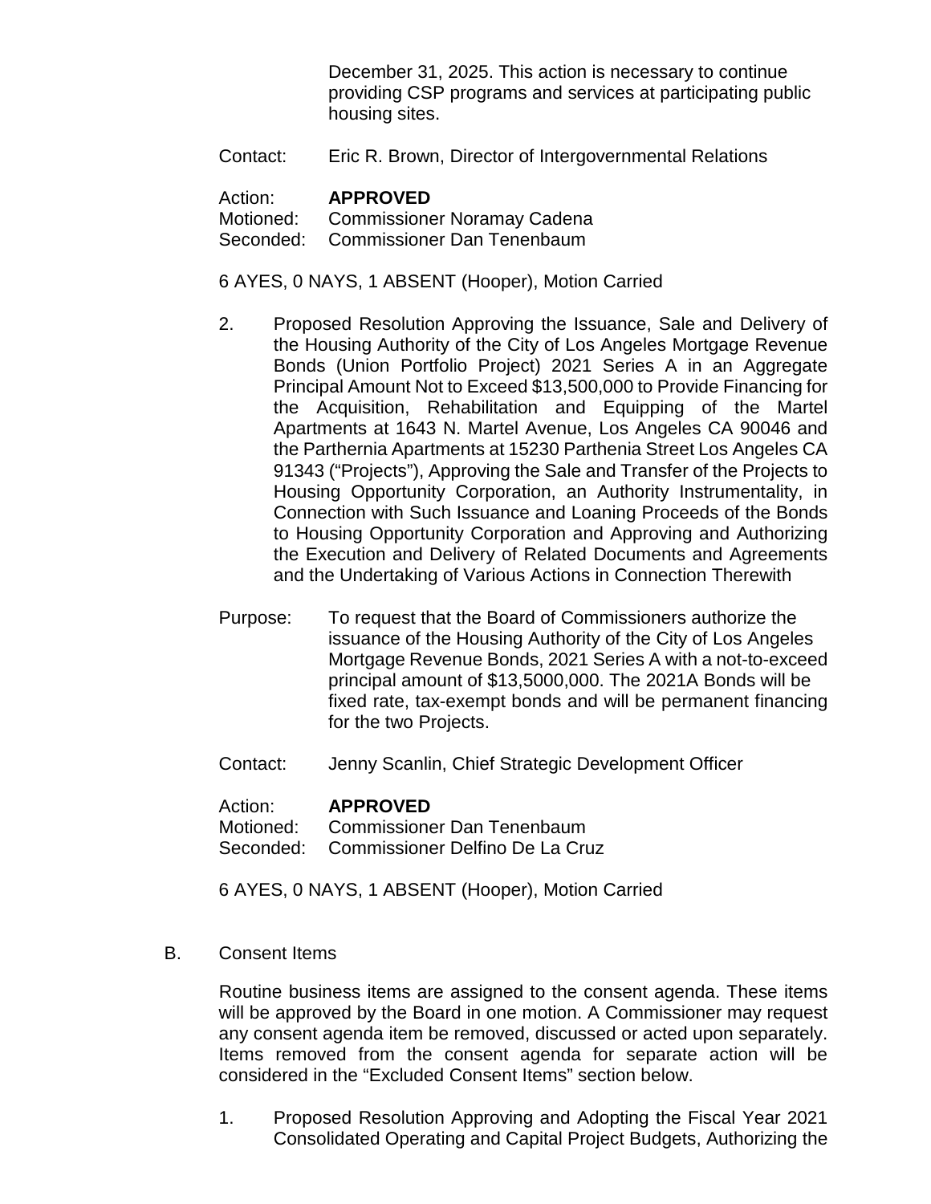December 31, 2025. This action is necessary to continue providing CSP programs and services at participating public housing sites.

Contact: Eric R. Brown, Director of Intergovernmental Relations

Action: **APPROVED**
Motioned: Commissioner Noramay Cadena
Seconded: Commissioner Dan Tenenbaum

6 AYES, 0 NAYS, 1 ABSENT (Hooper), Motion Carried

2. Proposed Resolution Approving the Issuance, Sale and Delivery of the Housing Authority of the City of Los Angeles Mortgage Revenue Bonds (Union Portfolio Project) 2021 Series A in an Aggregate Principal Amount Not to Exceed $13,500,000 to Provide Financing for the Acquisition, Rehabilitation and Equipping of the Martel Apartments at 1643 N. Martel Avenue, Los Angeles CA 90046 and the Parthernia Apartments at 15230 Parthenia Street Los Angeles CA 91343 ("Projects"), Approving the Sale and Transfer of the Projects to Housing Opportunity Corporation, an Authority Instrumentality, in Connection with Such Issuance and Loaning Proceeds of the Bonds to Housing Opportunity Corporation and Approving and Authorizing the Execution and Delivery of Related Documents and Agreements and the Undertaking of Various Actions in Connection Therewith

Purpose: To request that the Board of Commissioners authorize the issuance of the Housing Authority of the City of Los Angeles Mortgage Revenue Bonds, 2021 Series A with a not-to-exceed principal amount of $13,5000,000. The 2021A Bonds will be fixed rate, tax-exempt bonds and will be permanent financing for the two Projects.

Contact: Jenny Scanlin, Chief Strategic Development Officer

Action: **APPROVED**
Motioned: Commissioner Dan Tenenbaum
Seconded: Commissioner Delfino De La Cruz

6 AYES, 0 NAYS, 1 ABSENT (Hooper), Motion Carried

B. Consent Items

Routine business items are assigned to the consent agenda. These items will be approved by the Board in one motion. A Commissioner may request any consent agenda item be removed, discussed or acted upon separately. Items removed from the consent agenda for separate action will be considered in the "Excluded Consent Items" section below.

1. Proposed Resolution Approving and Adopting the Fiscal Year 2021 Consolidated Operating and Capital Project Budgets, Authorizing the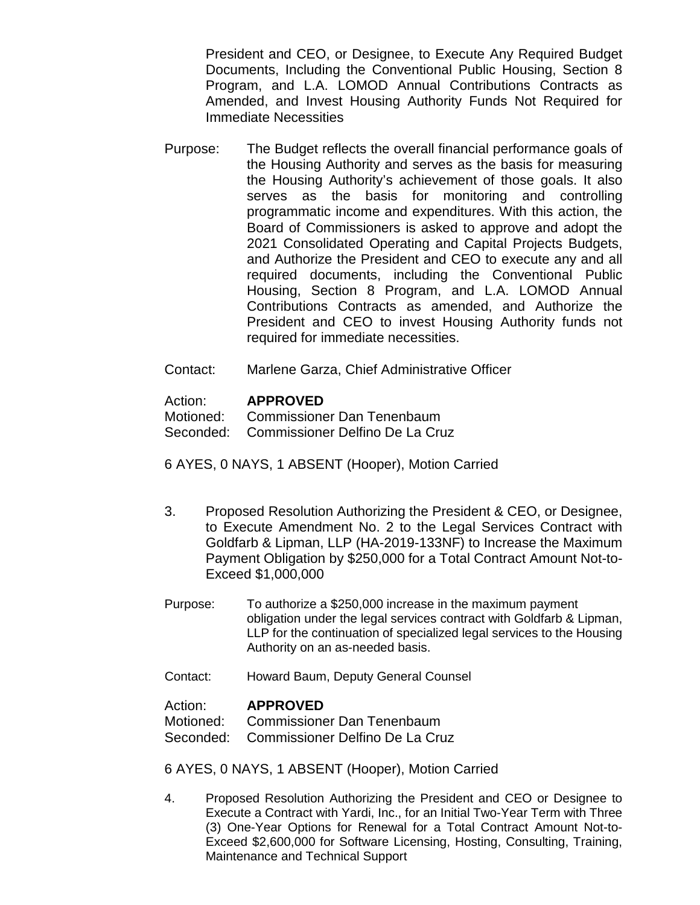President and CEO, or Designee, to Execute Any Required Budget Documents, Including the Conventional Public Housing, Section 8 Program, and L.A. LOMOD Annual Contributions Contracts as Amended, and Invest Housing Authority Funds Not Required for Immediate Necessities

Purpose: The Budget reflects the overall financial performance goals of the Housing Authority and serves as the basis for measuring the Housing Authority's achievement of those goals. It also serves as the basis for monitoring and controlling programmatic income and expenditures. With this action, the Board of Commissioners is asked to approve and adopt the 2021 Consolidated Operating and Capital Projects Budgets, and Authorize the President and CEO to execute any and all required documents, including the Conventional Public Housing, Section 8 Program, and L.A. LOMOD Annual Contributions Contracts as amended, and Authorize the President and CEO to invest Housing Authority funds not required for immediate necessities.

Contact: Marlene Garza, Chief Administrative Officer

Action: **APPROVED**
Motioned: Commissioner Dan Tenenbaum
Seconded: Commissioner Delfino De La Cruz

6 AYES, 0 NAYS, 1 ABSENT (Hooper), Motion Carried

3. Proposed Resolution Authorizing the President & CEO, or Designee, to Execute Amendment No. 2 to the Legal Services Contract with Goldfarb & Lipman, LLP (HA-2019-133NF) to Increase the Maximum Payment Obligation by $250,000 for a Total Contract Amount Not-to-Exceed $1,000,000

Purpose: To authorize a $250,000 increase in the maximum payment obligation under the legal services contract with Goldfarb & Lipman, LLP for the continuation of specialized legal services to the Housing Authority on an as-needed basis.

Contact: Howard Baum, Deputy General Counsel

Action: **APPROVED**
Motioned: Commissioner Dan Tenenbaum
Seconded: Commissioner Delfino De La Cruz

6 AYES, 0 NAYS, 1 ABSENT (Hooper), Motion Carried

4. Proposed Resolution Authorizing the President and CEO or Designee to Execute a Contract with Yardi, Inc., for an Initial Two-Year Term with Three (3) One-Year Options for Renewal for a Total Contract Amount Not-to-Exceed $2,600,000 for Software Licensing, Hosting, Consulting, Training, Maintenance and Technical Support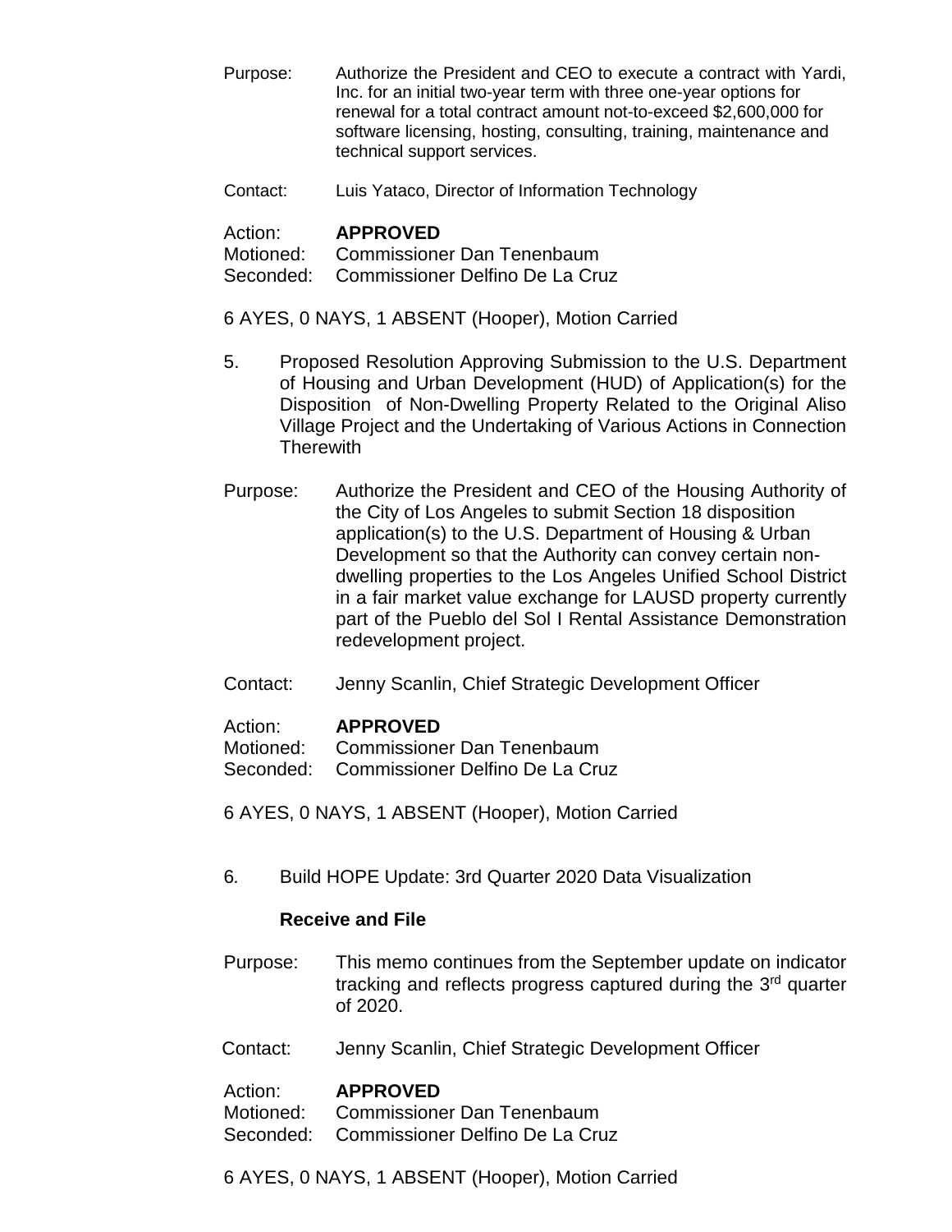Purpose: Authorize the President and CEO to execute a contract with Yardi, Inc. for an initial two-year term with three one-year options for renewal for a total contract amount not-to-exceed $2,600,000 for software licensing, hosting, consulting, training, maintenance and technical support services.

Contact: Luis Yataco, Director of Information Technology

Action: **APPROVED**
Motioned: Commissioner Dan Tenenbaum
Seconded: Commissioner Delfino De La Cruz

6 AYES, 0 NAYS, 1 ABSENT (Hooper), Motion Carried

5. Proposed Resolution Approving Submission to the U.S. Department of Housing and Urban Development (HUD) of Application(s) for the Disposition of Non-Dwelling Property Related to the Original Aliso Village Project and the Undertaking of Various Actions in Connection Therewith

Purpose: Authorize the President and CEO of the Housing Authority of the City of Los Angeles to submit Section 18 disposition application(s) to the U.S. Department of Housing & Urban Development so that the Authority can convey certain non-dwelling properties to the Los Angeles Unified School District in a fair market value exchange for LAUSD property currently part of the Pueblo del Sol I Rental Assistance Demonstration redevelopment project.

Contact: Jenny Scanlin, Chief Strategic Development Officer

Action: **APPROVED**
Motioned: Commissioner Dan Tenenbaum
Seconded: Commissioner Delfino De La Cruz

6 AYES, 0 NAYS, 1 ABSENT (Hooper), Motion Carried

6. Build HOPE Update: 3rd Quarter 2020 Data Visualization

**Receive and File**

Purpose: This memo continues from the September update on indicator tracking and reflects progress captured during the 3rd quarter of 2020.

Contact: Jenny Scanlin, Chief Strategic Development Officer

Action: **APPROVED**
Motioned: Commissioner Dan Tenenbaum
Seconded: Commissioner Delfino De La Cruz

6 AYES, 0 NAYS, 1 ABSENT (Hooper), Motion Carried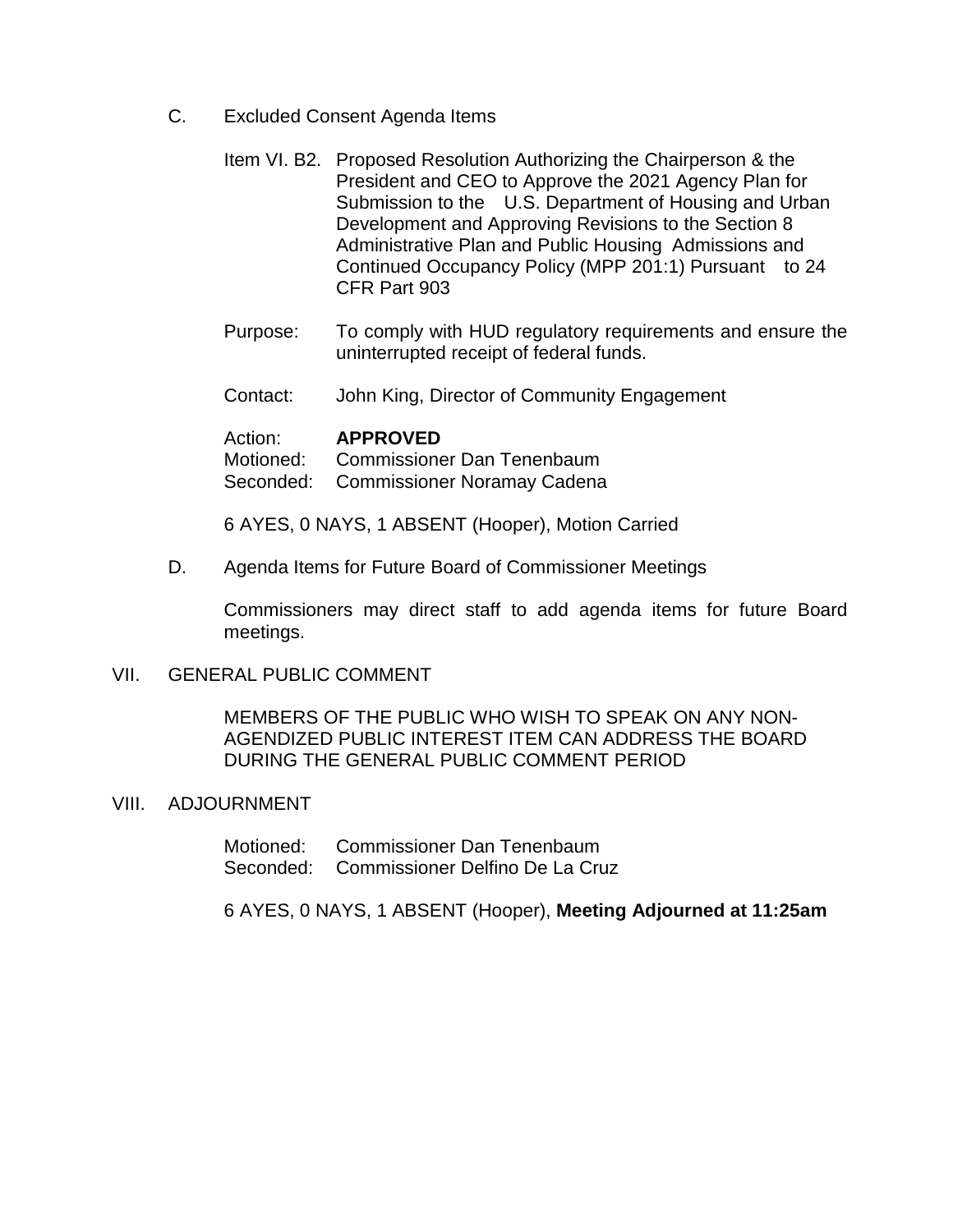C. Excluded Consent Agenda Items

Item VI. B2. Proposed Resolution Authorizing the Chairperson & the President and CEO to Approve the 2021 Agency Plan for Submission to the U.S. Department of Housing and Urban Development and Approving Revisions to the Section 8 Administrative Plan and Public Housing Admissions and Continued Occupancy Policy (MPP 201:1) Pursuant to 24 CFR Part 903

Purpose: To comply with HUD regulatory requirements and ensure the uninterrupted receipt of federal funds.

Contact: John King, Director of Community Engagement

Action: **APPROVED**
Motioned: Commissioner Dan Tenenbaum
Seconded: Commissioner Noramay Cadena

6 AYES, 0 NAYS, 1 ABSENT (Hooper), Motion Carried

D. Agenda Items for Future Board of Commissioner Meetings

Commissioners may direct staff to add agenda items for future Board meetings.

VII. GENERAL PUBLIC COMMENT

MEMBERS OF THE PUBLIC WHO WISH TO SPEAK ON ANY NON-AGENDIZED PUBLIC INTEREST ITEM CAN ADDRESS THE BOARD DURING THE GENERAL PUBLIC COMMENT PERIOD

VIII. ADJOURNMENT

Motioned: Commissioner Dan Tenenbaum
Seconded: Commissioner Delfino De La Cruz

6 AYES, 0 NAYS, 1 ABSENT (Hooper), **Meeting Adjourned at 11:25am**